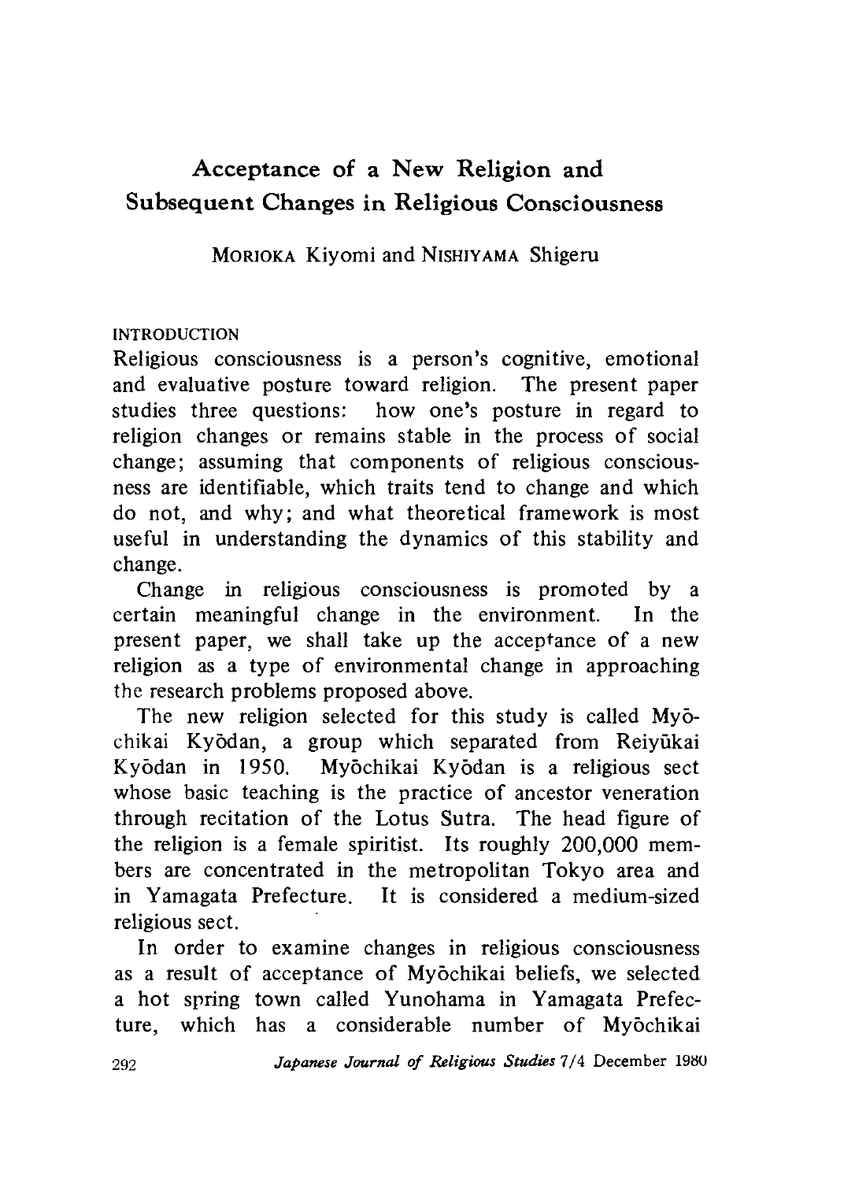# Acceptance of a New Religion and Subsequent Changes in Religious Consciousness

MORIOKA Kiyomi and NISHIYAMA Shigeru

## INTRODUCTION

Religious consciousness is a person's cognitive, emotional and evaluative posture toward religion. The present paper studies three questions: how one's posture in regard to religion changes or remains stable in the process of social change; assuming that components of religious consciousness are identifiable, which traits tend to change and which do not, and why; and what theoretical framework is most useful in understanding the dynamics of this stability and change.

Change in religious consciousness is promoted by a certain meaningful change in the environment. In the present paper, we shall take up the acceptance of a new religion as a type of environmental change in approaching the research problems proposed above.

The new religion selected for this study is called Myōchikai Kyōdan, a group which separated from Reiyūkai Kyōdan in 1950. Myōchikai Kyōdan is a religious sect whose basic teaching is the practice of ancestor veneration through recitation of the Lotus Sutra. The head figure of the religion is a female spiritist. Its roughly 200,000 members are concentrated in the metropolitan Tokyo area and in Yamagata Prefecture. It is considered a medium-sized religious sect.

In order to examine changes in religious consciousness as a result of acceptance of Myōchikai beliefs, we selected a hot spring town called Yunohama in Yamagata Prefecture, which has a considerable number of Myōchikai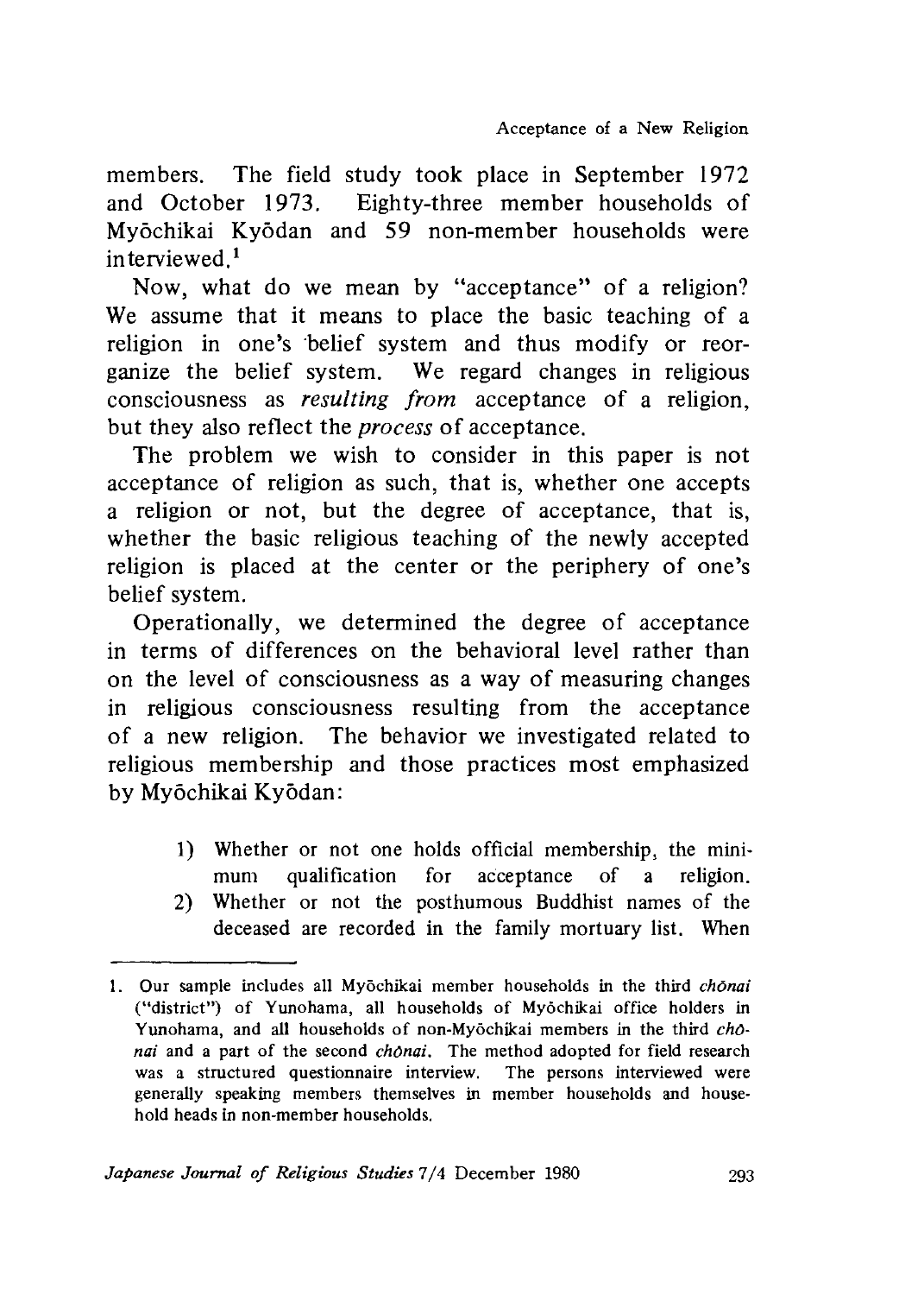members. The field study took place in September 1972 and October 1973. Eighty-three member households of Myōchikai Kyōdan and 59 non-member households were interviewed.[1]

Now, what do we mean by "acceptance" of a religion? We assume that it means to place the basic teaching of a religion in one's belief system and thus modify or reorganize the belief system. We regard changes in religious consciousness as *resulting from* acceptance of a religion, but they also reflect the *process* of acceptance.

The problem we wish to consider in this paper is not acceptance of religion as such, that is, whether one accepts a religion or not, but the degree of acceptance, that is, whether the basic religious teaching of the newly accepted religion is placed at the center or the periphery of one's belief system.

Operationally, we determined the degree of acceptance in terms of differences on the behavioral level rather than on the level of consciousness as a way of measuring changes in religious consciousness resulting from the acceptance of a new religion. The behavior we investigated related to religious membership and those practices most emphasized by Myōchikai Kyōdan:

1) Whether or not one holds official membership, the minimum qualification for acceptance of a religion.
2) Whether or not the posthumous Buddhist names of the deceased are recorded in the family mortuary list. When

---

1. Our sample includes all Myōchikai member households in the third *chōnai* ("district") of Yunohama, all households of Myōchikai office holders in Yunohama, and all households of non-Myōchikai members in the third *chōnai* and a part of the second *chōnai*. The method adopted for field research was a structured questionnaire interview. The persons interviewed were generally speaking members themselves in member households and household heads in non-member households.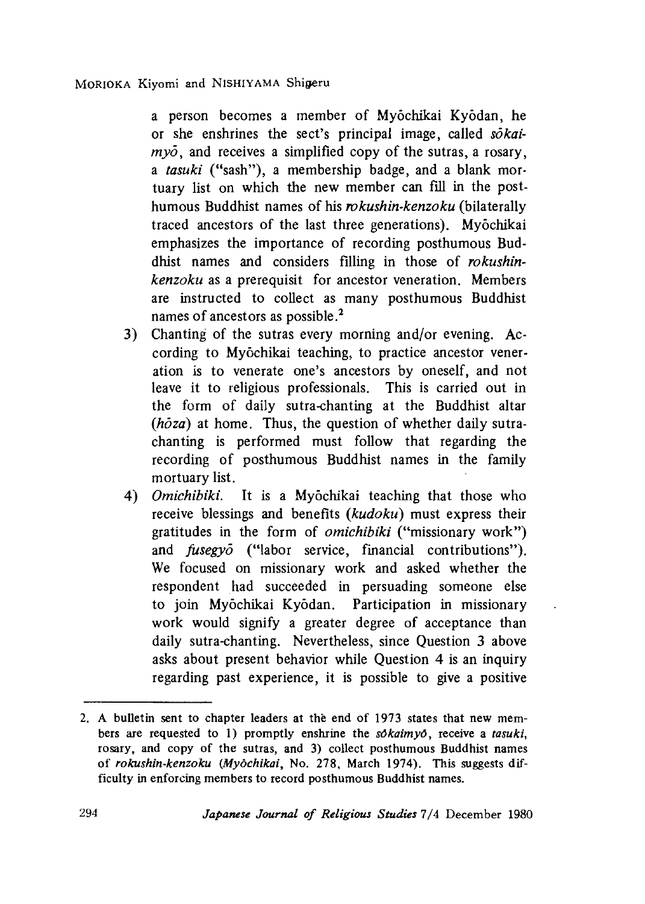a person becomes a member of Myōchikai Kyōdan, he or she enshrines the sect's principal image, called *sōkaimyō*, and receives a simplified copy of the sutras, a rosary, a *tasuki* ("sash"), a membership badge, and a blank mortuary list on which the new member can fill in the posthumous Buddhist names of his *rokushin-kenzoku* (bilaterally traced ancestors of the last three generations). Myōchikai emphasizes the importance of recording posthumous Buddhist names and considers filling in those of *rokushin-kenzoku* as a prerequisit for ancestor veneration. Members are instructed to collect as many posthumous Buddhist names of ancestors as possible.[2]

3) Chanting of the sutras every morning and/or evening. According to Myōchikai teaching, to practice ancestor veneration is to venerate one's ancestors by oneself, and not leave it to religious professionals. This is carried out in the form of daily sutra-chanting at the Buddhist altar (*hōza*) at home. Thus, the question of whether daily sutra-chanting is performed must follow that regarding the recording of posthumous Buddhist names in the family mortuary list.

4) *Omichibiki*. It is a Myōchikai teaching that those who receive blessings and benefits (*kudoku*) must express their gratitudes in the form of *omichibiki* ("missionary work") and *fusegyō* ("labor service, financial contributions"). We focused on missionary work and asked whether the respondent had succeeded in persuading someone else to join Myōchikai Kyōdan. Participation in missionary work would signify a greater degree of acceptance than daily sutra-chanting. Nevertheless, since Question 3 above asks about present behavior while Question 4 is an inquiry regarding past experience, it is possible to give a positive

---

2. A bulletin sent to chapter leaders at the end of 1973 states that new members are requested to 1) promptly enshrine the *sōkaimyō*, receive a *tasuki*, rosary, and copy of the sutras, and 3) collect posthumous Buddhist names of *rokushin-kenzoku* (*Myōchikai*, No. 278, March 1974). This suggests difficulty in enforcing members to record posthumous Buddhist names.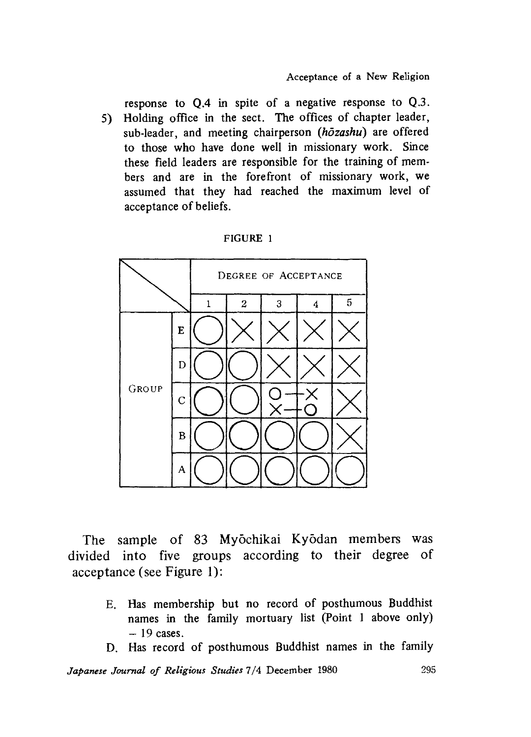response to Q.4 in spite of a negative response to Q.3.

5) Holding office in the sect. The offices of chapter leader, sub-leader, and meeting chairperson (*hōzashu*) are offered to those who have done well in missionary work. Since these field leaders are responsible for the training of members and are in the forefront of missionary work, we assumed that they had reached the maximum level of acceptance of beliefs.

FIGURE 1

| | | Degree of Acceptance | | | | |
|---|---|---|---|---|---|---|
| | | 1 | 2 | 3 | 4 | 5 |
| Group | E | ○ | × | × | × | × |
| | D | ○ | ○ | × | × | × |
| | C | ○ | ○ | ○ — × / × — ○ | | × |
| | B | ○ | ○ | ○ | ○ | × |
| | A | ○ | ○ | ○ | ○ | ○ |

The sample of 83 Myōchikai Kyōdan members was divided into five groups according to their degree of acceptance (see Figure 1):

E. Has membership but no record of posthumous Buddhist names in the family mortuary list (Point 1 above only) – 19 cases.

D. Has record of posthumous Buddhist names in the family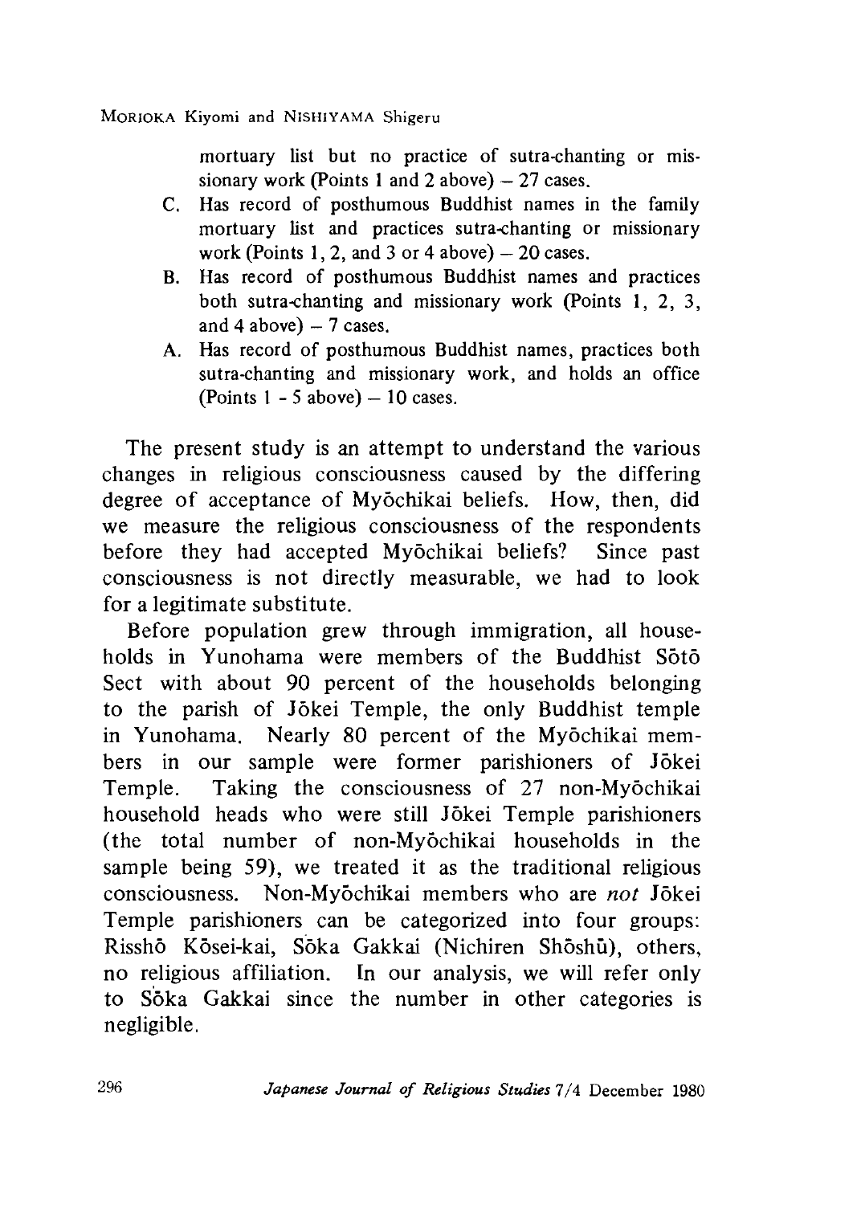mortuary list but no practice of sutra-chanting or missionary work (Points 1 and 2 above) – 27 cases.

C. Has record of posthumous Buddhist names in the family mortuary list and practices sutra-chanting or missionary work (Points 1, 2, and 3 or 4 above) – 20 cases.

B. Has record of posthumous Buddhist names and practices both sutra-chanting and missionary work (Points 1, 2, 3, and 4 above) – 7 cases.

A. Has record of posthumous Buddhist names, practices both sutra-chanting and missionary work, and holds an office (Points 1 - 5 above) – 10 cases.

The present study is an attempt to understand the various changes in religious consciousness caused by the differing degree of acceptance of Myōchikai beliefs. How, then, did we measure the religious consciousness of the respondents before they had accepted Myōchikai beliefs? Since past consciousness is not directly measurable, we had to look for a legitimate substitute.

Before population grew through immigration, all households in Yunohama were members of the Buddhist Sōtō Sect with about 90 percent of the households belonging to the parish of Jōkei Temple, the only Buddhist temple in Yunohama. Nearly 80 percent of the Myōchikai members in our sample were former parishioners of Jōkei Temple. Taking the consciousness of 27 non-Myōchikai household heads who were still Jōkei Temple parishioners (the total number of non-Myōchikai households in the sample being 59), we treated it as the traditional religious consciousness. Non-Myōchikai members who are *not* Jōkei Temple parishioners can be categorized into four groups: Risshō Kōsei-kai, Sōka Gakkai (Nichiren Shōshū), others, no religious affiliation. In our analysis, we will refer only to Sōka Gakkai since the number in other categories is negligible.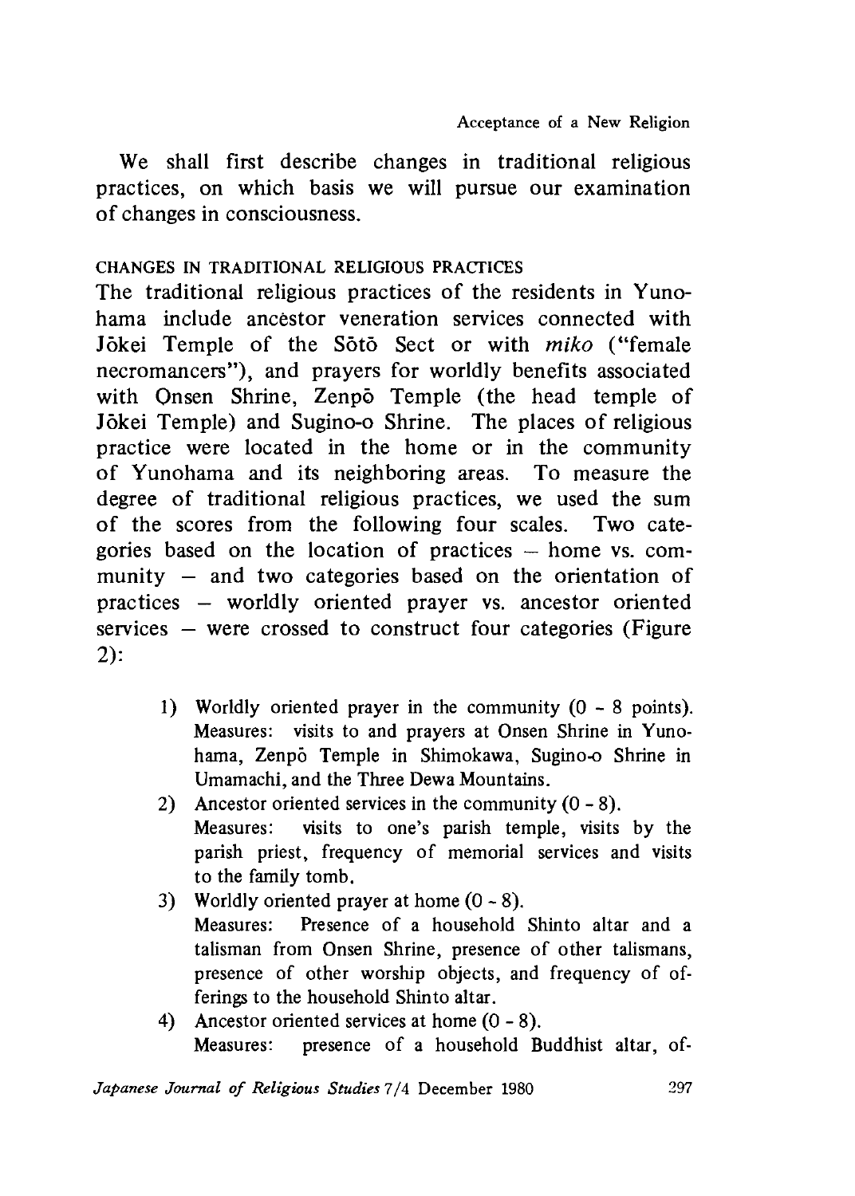We shall first describe changes in traditional religious practices, on which basis we will pursue our examination of changes in consciousness.

### CHANGES IN TRADITIONAL RELIGIOUS PRACTICES

The traditional religious practices of the residents in Yunohama include ancestor veneration services connected with Jōkei Temple of the Sōtō Sect or with *miko* ("female necromancers"), and prayers for worldly benefits associated with Onsen Shrine, Zenpō Temple (the head temple of Jōkei Temple) and Sugino-o Shrine. The places of religious practice were located in the home or in the community of Yunohama and its neighboring areas. To measure the degree of traditional religious practices, we used the sum of the scores from the following four scales. Two categories based on the location of practices – home vs. community – and two categories based on the orientation of practices – worldly oriented prayer vs. ancestor oriented services – were crossed to construct four categories (Figure 2):

1) Worldly oriented prayer in the community (0 - 8 points). Measures: visits to and prayers at Onsen Shrine in Yunohama, Zenpō Temple in Shimokawa, Sugino-o Shrine in Umamachi, and the Three Dewa Mountains.
2) Ancestor oriented services in the community (0 - 8). Measures: visits to one's parish temple, visits by the parish priest, frequency of memorial services and visits to the family tomb.
3) Worldly oriented prayer at home (0 - 8). Measures: Presence of a household Shinto altar and a talisman from Onsen Shrine, presence of other talismans, presence of other worship objects, and frequency of offerings to the household Shinto altar.
4) Ancestor oriented services at home (0 - 8). Measures: presence of a household Buddhist altar, of-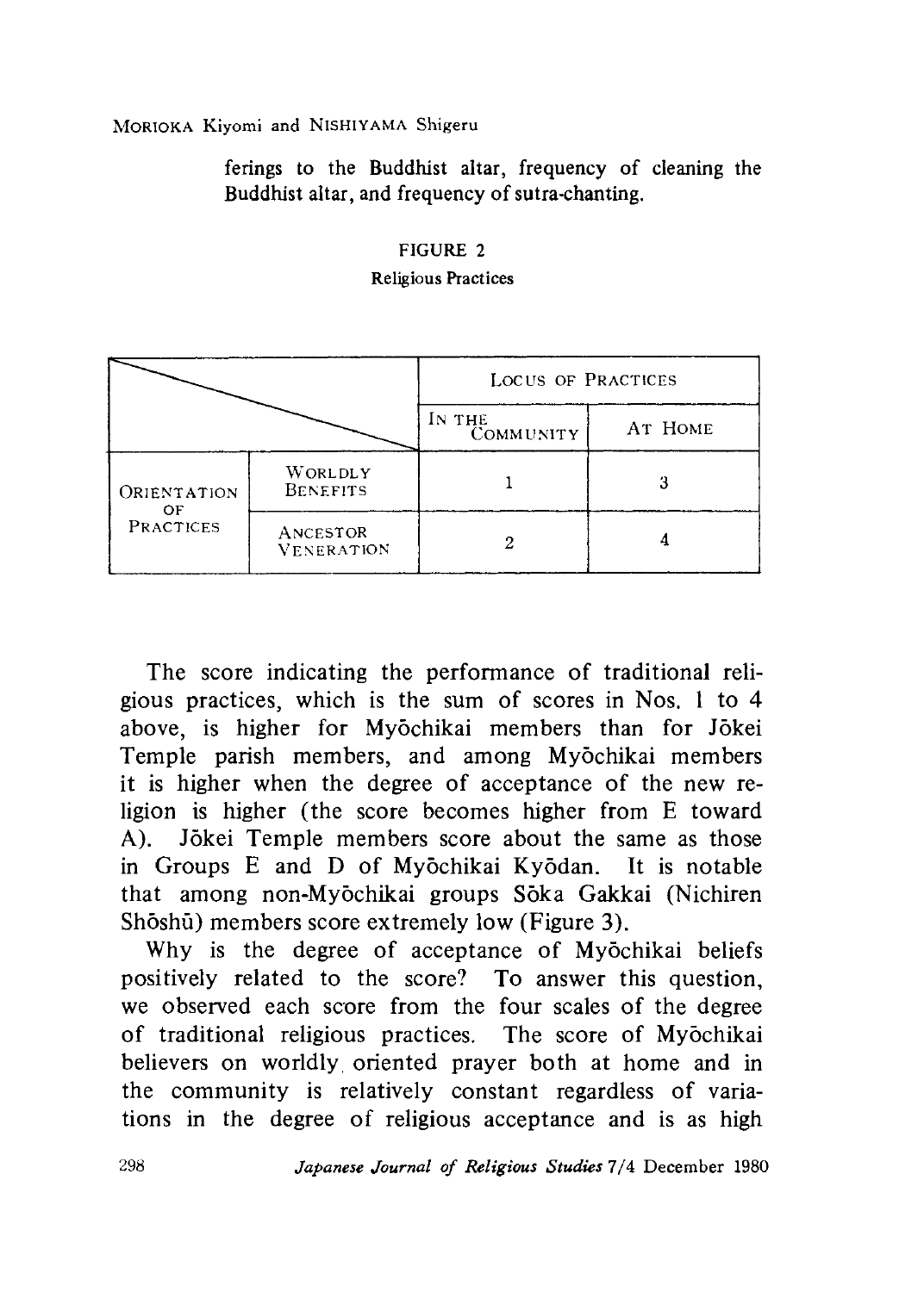ferings to the Buddhist altar, frequency of cleaning the Buddhist altar, and frequency of sutra-chanting.

FIGURE 2

Religious Practices

| | | LOCUS OF PRACTICES | |
|---|---|---|---|
| | | IN THE COMMUNITY | AT HOME |
| ORIENTATION OF PRACTICES | WORLDLY BENEFITS | 1 | 3 |
| | ANCESTOR VENERATION | 2 | 4 |

The score indicating the performance of traditional religious practices, which is the sum of scores in Nos. 1 to 4 above, is higher for Myōchikai members than for Jōkei Temple parish members, and among Myōchikai members it is higher when the degree of acceptance of the new religion is higher (the score becomes higher from E toward A). Jōkei Temple members score about the same as those in Groups E and D of Myōchikai Kyōdan. It is notable that among non-Myōchikai groups Sōka Gakkai (Nichiren Shōshū) members score extremely low (Figure 3).

Why is the degree of acceptance of Myōchikai beliefs positively related to the score? To answer this question, we observed each score from the four scales of the degree of traditional religious practices. The score of Myōchikai believers on worldly oriented prayer both at home and in the community is relatively constant regardless of variations in the degree of religious acceptance and is as high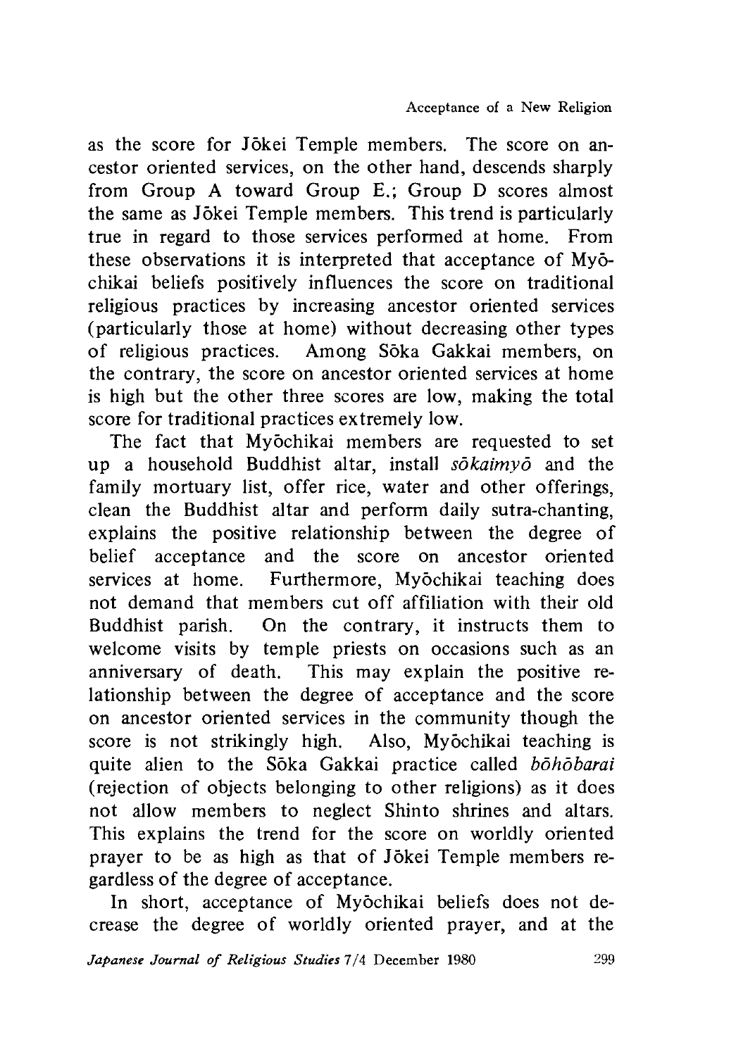as the score for Jōkei Temple members. The score on ancestor oriented services, on the other hand, descends sharply from Group A toward Group E.; Group D scores almost the same as Jōkei Temple members. This trend is particularly true in regard to those services performed at home. From these observations it is interpreted that acceptance of Myōchikai beliefs positively influences the score on traditional religious practices by increasing ancestor oriented services (particularly those at home) without decreasing other types of religious practices. Among Sōka Gakkai members, on the contrary, the score on ancestor oriented services at home is high but the other three scores are low, making the total score for traditional practices extremely low.

The fact that Myōchikai members are requested to set up a household Buddhist altar, install *sōkaimyō* and the family mortuary list, offer rice, water and other offerings, clean the Buddhist altar and perform daily sutra-chanting, explains the positive relationship between the degree of belief acceptance and the score on ancestor oriented services at home. Furthermore, Myōchikai teaching does not demand that members cut off affiliation with their old Buddhist parish. On the contrary, it instructs them to welcome visits by temple priests on occasions such as an anniversary of death. This may explain the positive relationship between the degree of acceptance and the score on ancestor oriented services in the community though the score is not strikingly high. Also, Myōchikai teaching is quite alien to the Sōka Gakkai practice called *bōhōbarai* (rejection of objects belonging to other religions) as it does not allow members to neglect Shinto shrines and altars. This explains the trend for the score on worldly oriented prayer to be as high as that of Jōkei Temple members regardless of the degree of acceptance.

In short, acceptance of Myōchikai beliefs does not decrease the degree of worldly oriented prayer, and at the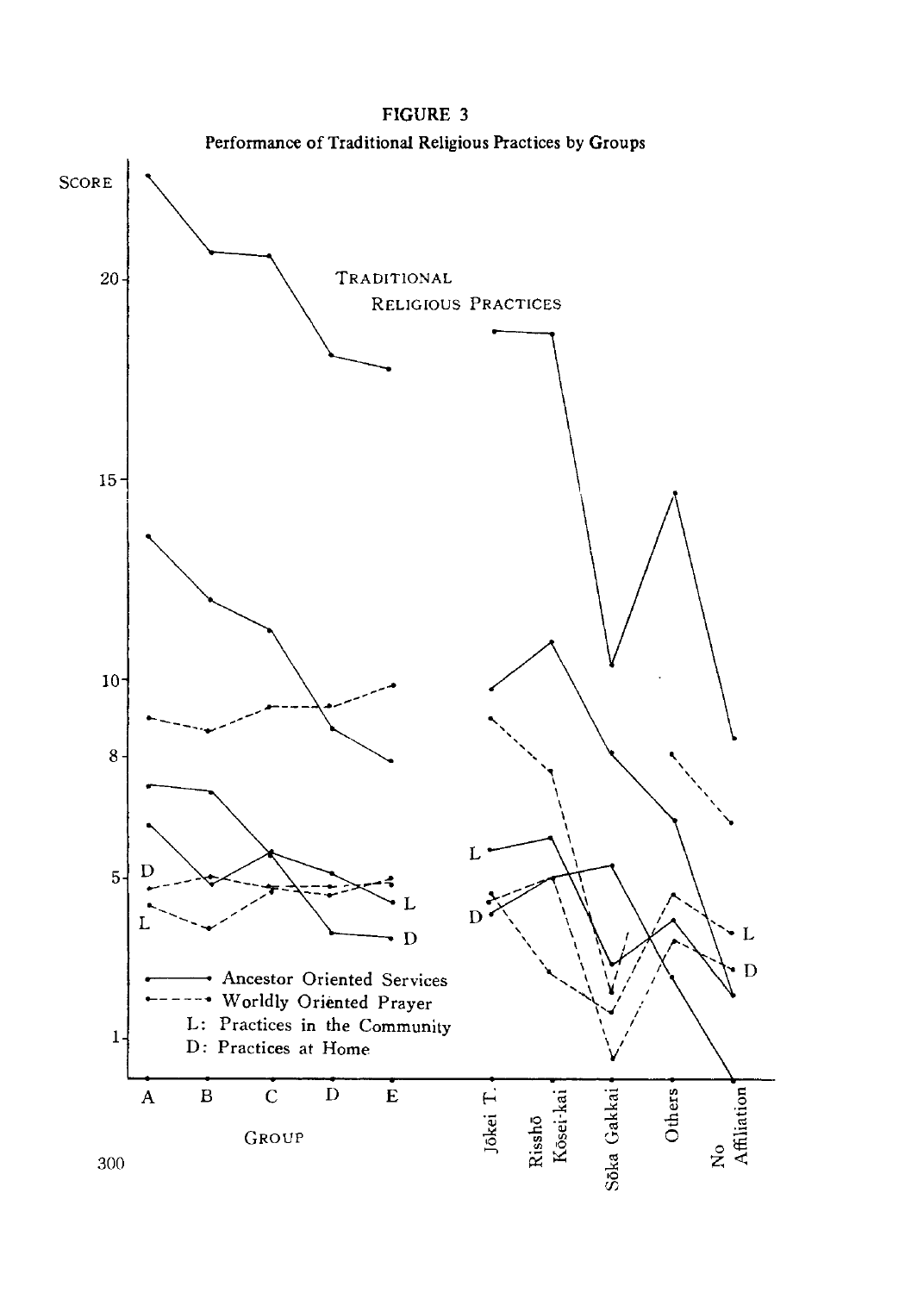**FIGURE 3**

**Performance of Traditional Religious Practices by Groups**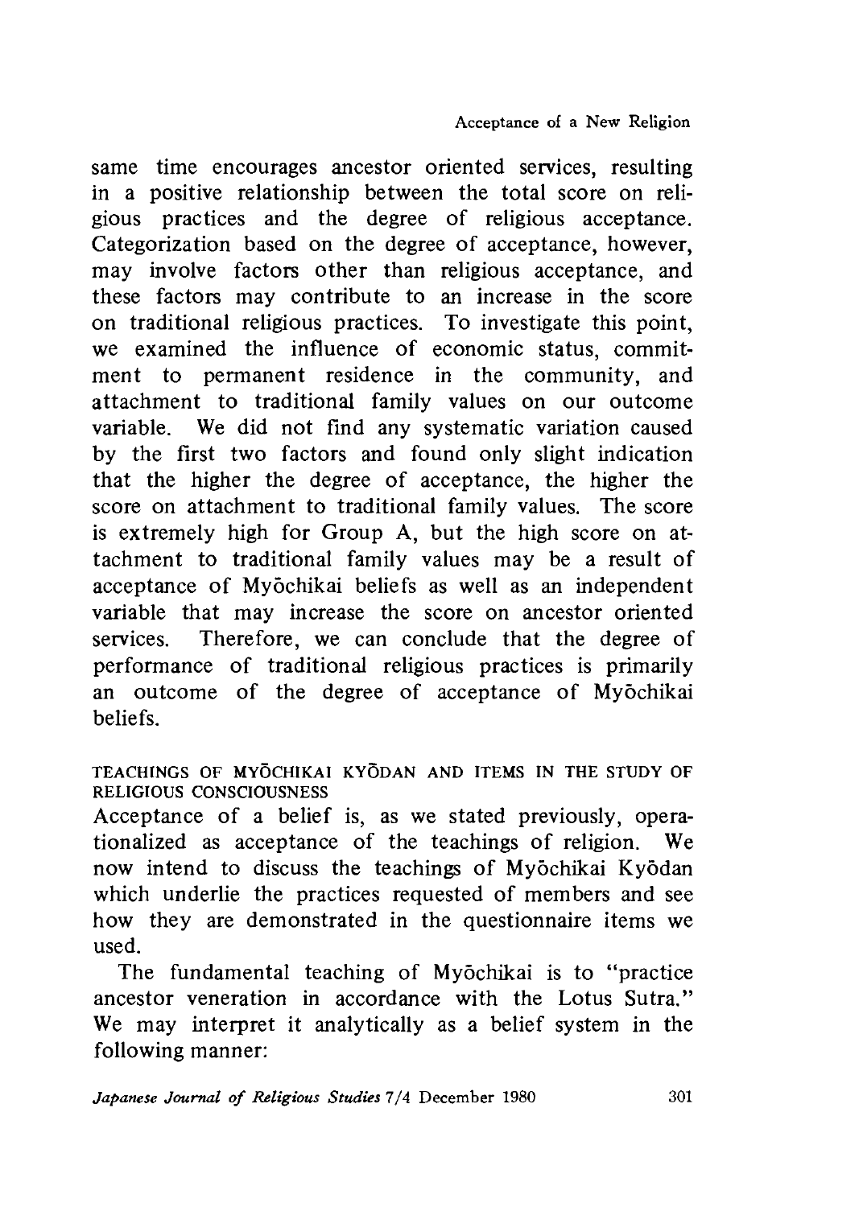same time encourages ancestor oriented services, resulting in a positive relationship between the total score on religious practices and the degree of religious acceptance. Categorization based on the degree of acceptance, however, may involve factors other than religious acceptance, and these factors may contribute to an increase in the score on traditional religious practices. To investigate this point, we examined the influence of economic status, commitment to permanent residence in the community, and attachment to traditional family values on our outcome variable. We did not find any systematic variation caused by the first two factors and found only slight indication that the higher the degree of acceptance, the higher the score on attachment to traditional family values. The score is extremely high for Group A, but the high score on attachment to traditional family values may be a result of acceptance of Myōchikai beliefs as well as an independent variable that may increase the score on ancestor oriented services. Therefore, we can conclude that the degree of performance of traditional religious practices is primarily an outcome of the degree of acceptance of Myōchikai beliefs.

### TEACHINGS OF MYŌCHIKAI KYŌDAN AND ITEMS IN THE STUDY OF RELIGIOUS CONSCIOUSNESS

Acceptance of a belief is, as we stated previously, operationalized as acceptance of the teachings of religion. We now intend to discuss the teachings of Myōchikai Kyōdan which underlie the practices requested of members and see how they are demonstrated in the questionnaire items we used.

The fundamental teaching of Myōchikai is to "practice ancestor veneration in accordance with the Lotus Sutra." We may interpret it analytically as a belief system in the following manner: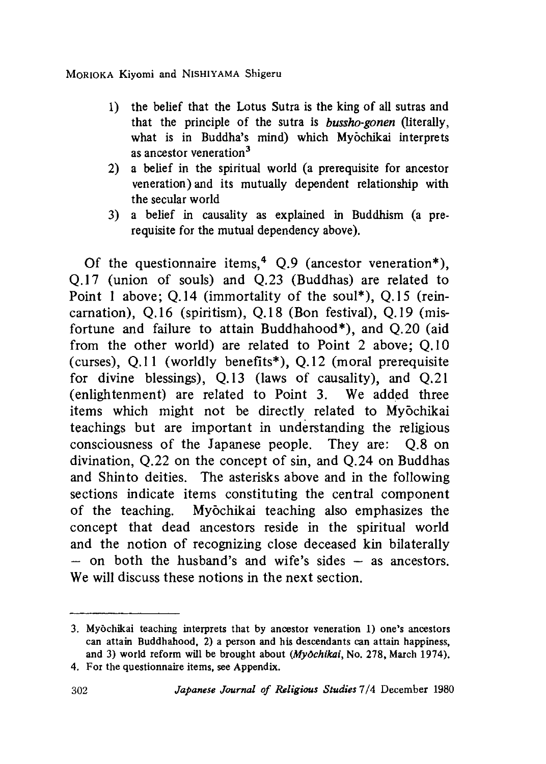1) the belief that the Lotus Sutra is the king of all sutras and that the principle of the sutra is *bussho-gonen* (literally, what is in Buddha's mind) which Myōchikai interprets as ancestor veneration[3]
2) a belief in the spiritual world (a prerequisite for ancestor veneration) and its mutually dependent relationship with the secular world
3) a belief in causality as explained in Buddhism (a prerequisite for the mutual dependency above).

Of the questionnaire items,[4] Q.9 (ancestor veneration*), Q.17 (union of souls) and Q.23 (Buddhas) are related to Point 1 above; Q.14 (immortality of the soul*), Q.15 (reincarnation), Q.16 (spiritism), Q.18 (Bon festival), Q.19 (misfortune and failure to attain Buddhahood*), and Q.20 (aid from the other world) are related to Point 2 above; Q.10 (curses), Q.11 (worldly benefits*), Q.12 (moral prerequisite for divine blessings), Q.13 (laws of causality), and Q.21 (enlightenment) are related to Point 3. We added three items which might not be directly related to Myōchikai teachings but are important in understanding the religious consciousness of the Japanese people. They are: Q.8 on divination, Q.22 on the concept of sin, and Q.24 on Buddhas and Shinto deities. The asterisks above and in the following sections indicate items constituting the central component of the teaching. Myōchikai teaching also emphasizes the concept that dead ancestors reside in the spiritual world and the notion of recognizing close deceased kin bilaterally – on both the husband's and wife's sides – as ancestors. We will discuss these notions in the next section.

---

3. Myōchikai teaching interprets that by ancestor veneration 1) one's ancestors can attain Buddhahood, 2) a person and his descendants can attain happiness, and 3) world reform will be brought about (*Myōchikai*, No. 278, March 1974).

4. For the questionnaire items, see Appendix.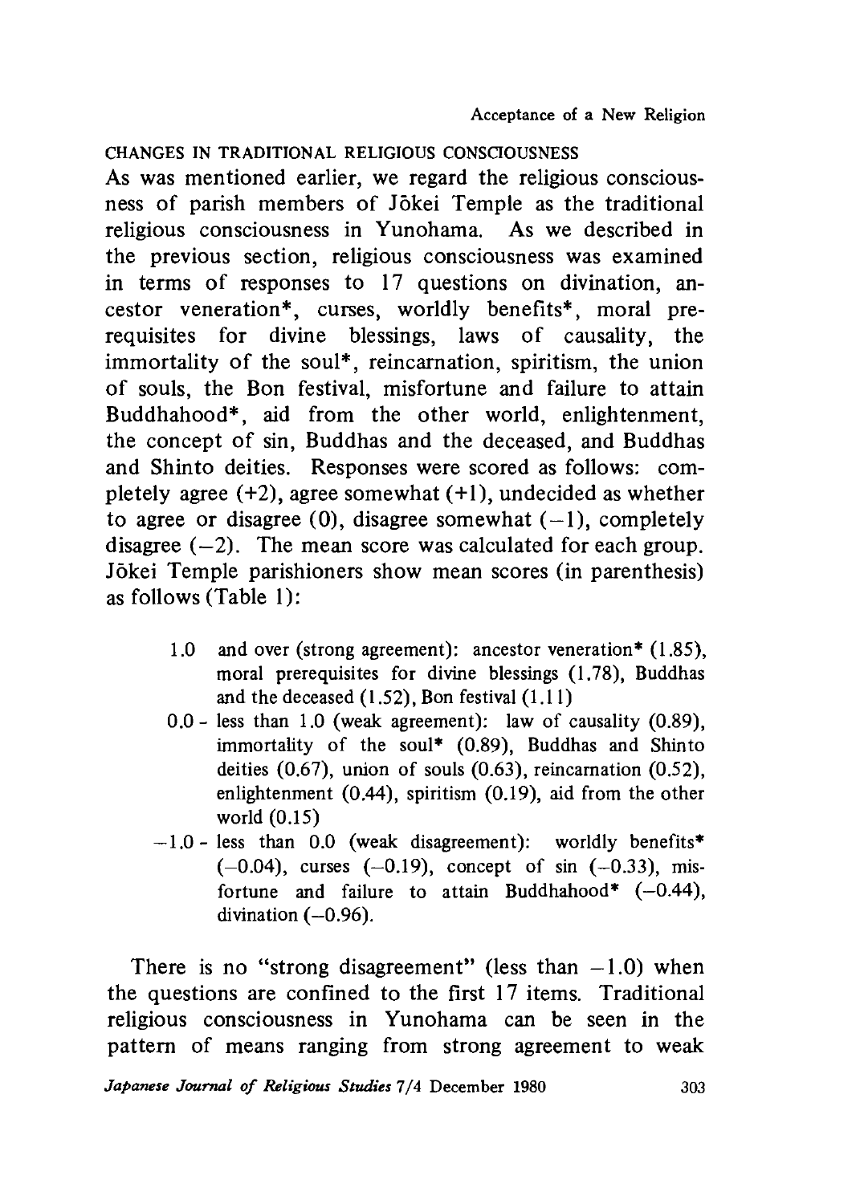### CHANGES IN TRADITIONAL RELIGIOUS CONSCIOUSNESS

As was mentioned earlier, we regard the religious consciousness of parish members of Jōkei Temple as the traditional religious consciousness in Yunohama. As we described in the previous section, religious consciousness was examined in terms of responses to 17 questions on divination, ancestor veneration*, curses, worldly benefits*, moral prerequisites for divine blessings, laws of causality, the immortality of the soul*, reincarnation, spiritism, the union of souls, the Bon festival, misfortune and failure to attain Buddhahood*, aid from the other world, enlightenment, the concept of sin, Buddhas and the deceased, and Buddhas and Shinto deities. Responses were scored as follows: completely agree (+2), agree somewhat (+1), undecided as whether to agree or disagree (0), disagree somewhat (−1), completely disagree (−2). The mean score was calculated for each group. Jōkei Temple parishioners show mean scores (in parenthesis) as follows (Table 1):

- 1.0 and over (strong agreement): ancestor veneration* (1.85), moral prerequisites for divine blessings (1.78), Buddhas and the deceased (1.52), Bon festival (1.11)
- 0.0 - less than 1.0 (weak agreement): law of causality (0.89), immortality of the soul* (0.89), Buddhas and Shinto deities (0.67), union of souls (0.63), reincarnation (0.52), enlightenment (0.44), spiritism (0.19), aid from the other world (0.15)
- −1.0 - less than 0.0 (weak disagreement): worldly benefits* (−0.04), curses (−0.19), concept of sin (−0.33), misfortune and failure to attain Buddhahood* (−0.44), divination (−0.96).

There is no "strong disagreement" (less than −1.0) when the questions are confined to the first 17 items. Traditional religious consciousness in Yunohama can be seen in the pattern of means ranging from strong agreement to weak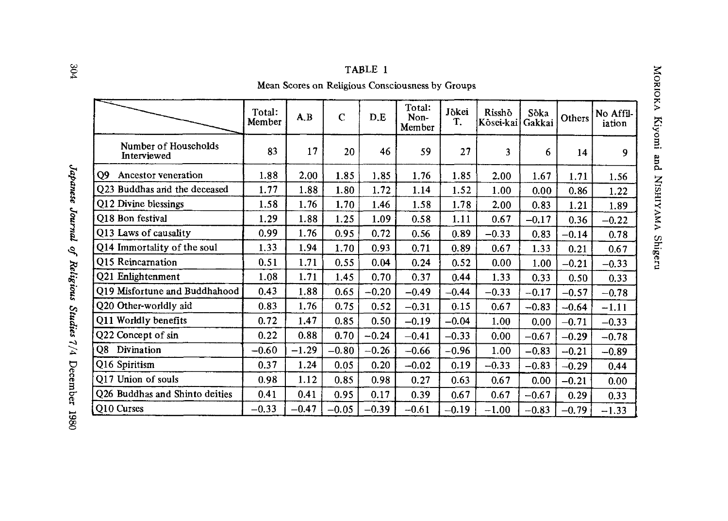TABLE 1

Mean Scores on Religious Consciousness by Groups

| | Total: Member | A.B | C | D.E | Total: Non-Member | Jōkei T. | Risshō Kōsei-kai | Sōka Gakkai | Others | No Affiliation |
|---|---|---|---|---|---|---|---|---|---|---|
| Number of Households Interviewed | 83 | 17 | 20 | 46 | 59 | 27 | 3 | 6 | 14 | 9 |
| Q9 Ancestor veneration | 1.88 | 2.00 | 1.85 | 1.85 | 1.76 | 1.85 | 2.00 | 1.67 | 1.71 | 1.56 |
| Q23 Buddhas and the deceased | 1.77 | 1.88 | 1.80 | 1.72 | 1.14 | 1.52 | 1.00 | 0.00 | 0.86 | 1.22 |
| Q12 Divine blessings | 1.58 | 1.76 | 1.70 | 1.46 | 1.58 | 1.78 | 2.00 | 0.83 | 1.21 | 1.89 |
| Q18 Bon festival | 1.29 | 1.88 | 1.25 | 1.09 | 0.58 | 1.11 | 0.67 | −0.17 | 0.36 | −0.22 |
| Q13 Laws of causality | 0.99 | 1.76 | 0.95 | 0.72 | 0.56 | 0.89 | −0.33 | 0.83 | −0.14 | 0.78 |
| Q14 Immortality of the soul | 1.33 | 1.94 | 1.70 | 0.93 | 0.71 | 0.89 | 0.67 | 1.33 | 0.21 | 0.67 |
| Q15 Reincarnation | 0.51 | 1.71 | 0.55 | 0.04 | 0.24 | 0.52 | 0.00 | 1.00 | −0.21 | −0.33 |
| Q21 Enlightenment | 1.08 | 1.71 | 1.45 | 0.70 | 0.37 | 0.44 | 1.33 | 0.33 | 0.50 | 0.33 |
| Q19 Misfortune and Buddhahood | 0.43 | 1.88 | 0.65 | −0.20 | −0.49 | −0.44 | −0.33 | −0.17 | −0.57 | −0.78 |
| Q20 Other-worldly aid | 0.83 | 1.76 | 0.75 | 0.52 | −0.31 | 0.15 | 0.67 | −0.83 | −0.64 | −1.11 |
| Q11 Worldly benefits | 0.72 | 1.47 | 0.85 | 0.50 | −0.19 | −0.04 | 1.00 | 0.00 | −0.71 | −0.33 |
| Q22 Concept of sin | 0.22 | 0.88 | 0.70 | −0.24 | −0.41 | −0.33 | 0.00 | −0.67 | −0.29 | −0.78 |
| Q8 Divination | −0.60 | −1.29 | −0.80 | −0.26 | −0.66 | −0.96 | 1.00 | −0.83 | −0.21 | −0.89 |
| Q16 Spiritism | 0.37 | 1.24 | 0.05 | 0.20 | −0.02 | 0.19 | −0.33 | −0.83 | −0.29 | 0.44 |
| Q17 Union of souls | 0.98 | 1.12 | 0.85 | 0.98 | 0.27 | 0.63 | 0.67 | 0.00 | −0.21 | 0.00 |
| Q26 Buddhas and Shinto deities | 0.41 | 0.41 | 0.95 | 0.17 | 0.39 | 0.67 | 0.67 | −0.67 | 0.29 | 0.33 |
| Q10 Curses | −0.33 | −0.47 | −0.05 | −0.39 | −0.61 | −0.19 | −1.00 | −0.83 | −0.79 | −1.33 |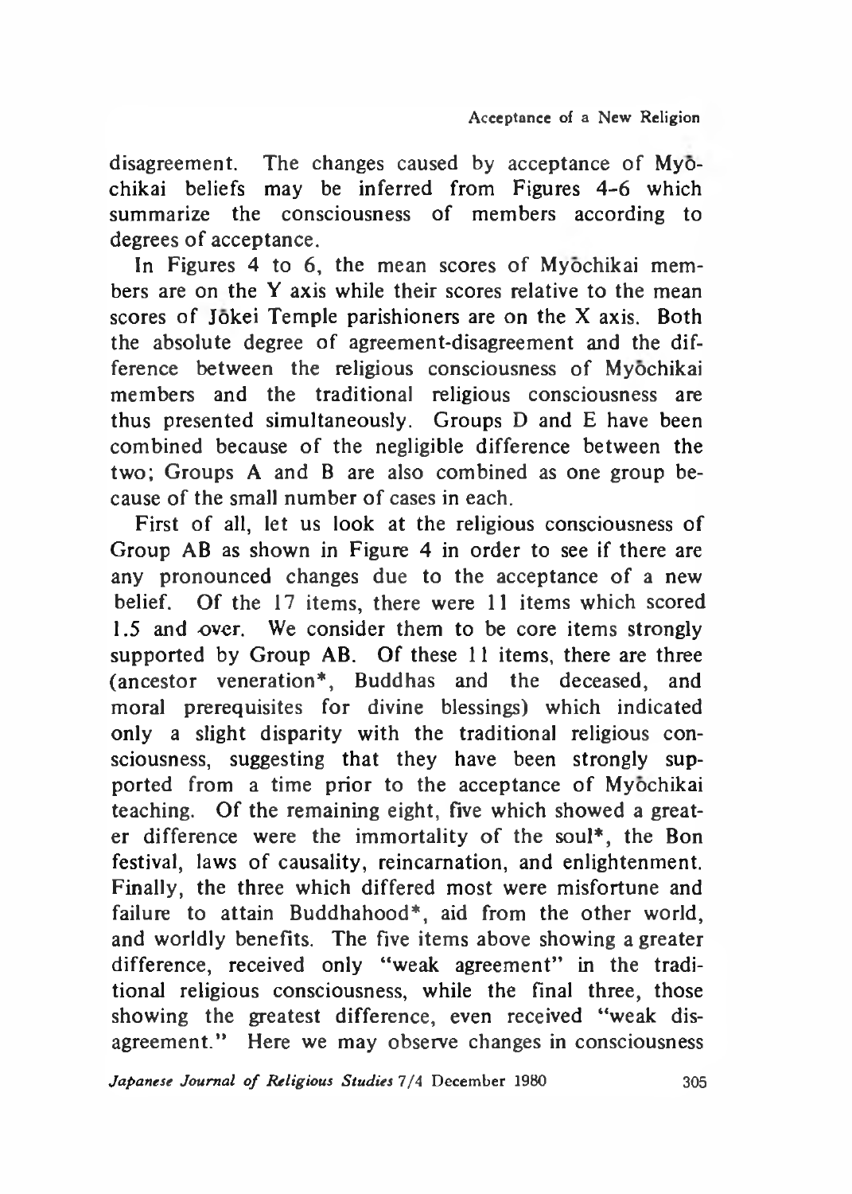disagreement. The changes caused by acceptance of Myōchikai beliefs may be inferred from Figures 4-6 which summarize the consciousness of members according to degrees of acceptance.

In Figures 4 to 6, the mean scores of Myōchikai members are on the Y axis while their scores relative to the mean scores of Jōkei Temple parishioners are on the X axis. Both the absolute degree of agreement-disagreement and the difference between the religious consciousness of Myōchikai members and the traditional religious consciousness are thus presented simultaneously. Groups D and E have been combined because of the negligible difference between the two; Groups A and B are also combined as one group because of the small number of cases in each.

First of all, let us look at the religious consciousness of Group AB as shown in Figure 4 in order to see if there are any pronounced changes due to the acceptance of a new belief. Of the 17 items, there were 11 items which scored 1.5 and over. We consider them to be core items strongly supported by Group AB. Of these 11 items, there are three (ancestor veneration*, Buddhas and the deceased, and moral prerequisites for divine blessings) which indicated only a slight disparity with the traditional religious consciousness, suggesting that they have been strongly supported from a time prior to the acceptance of Myōchikai teaching. Of the remaining eight, five which showed a greater difference were the immortality of the soul*, the Bon festival, laws of causality, reincarnation, and enlightenment. Finally, the three which differed most were misfortune and failure to attain Buddhahood*, aid from the other world, and worldly benefits. The five items above showing a greater difference, received only "weak agreement" in the traditional religious consciousness, while the final three, those showing the greatest difference, even received "weak disagreement." Here we may observe changes in consciousness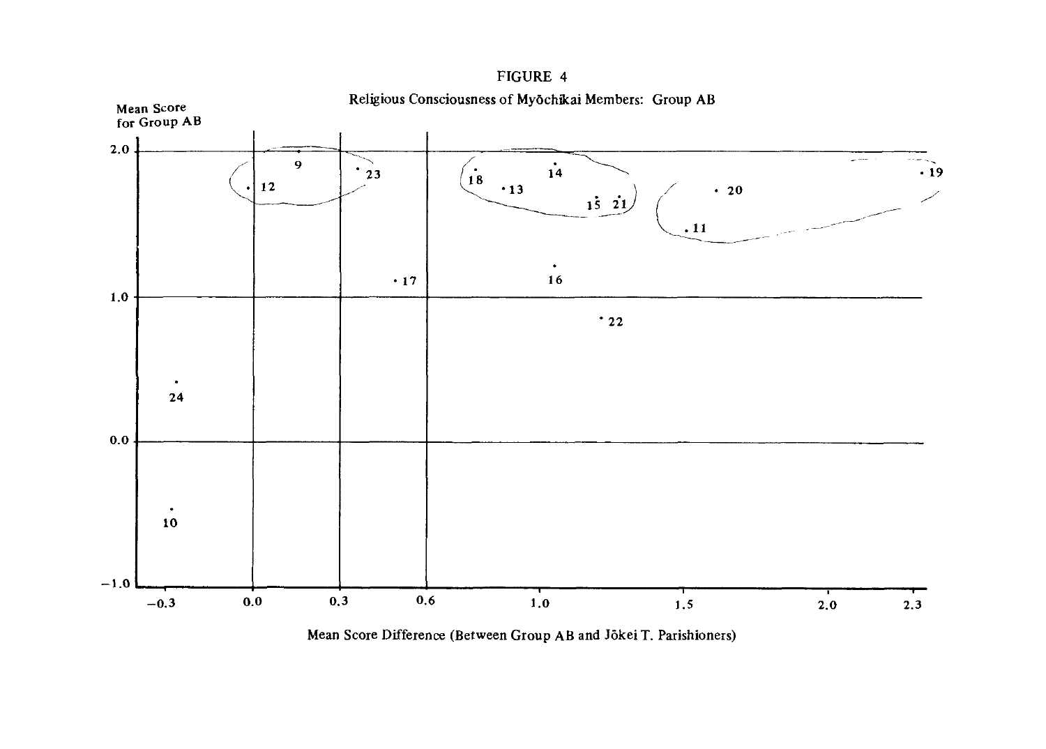FIGURE 4

Religious Consciousness of Myōchikai Members: Group AB

Mean Score for Group AB

Mean Score Difference (Between Group AB and Jōkei T. Parishioners)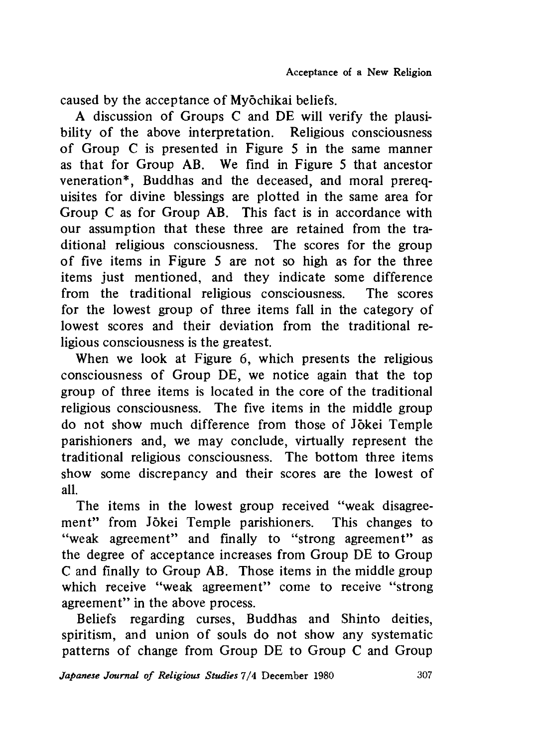caused by the acceptance of Myōchikai beliefs.

A discussion of Groups C and DE will verify the plausibility of the above interpretation. Religious consciousness of Group C is presented in Figure 5 in the same manner as that for Group AB. We find in Figure 5 that ancestor veneration*, Buddhas and the deceased, and moral prerequisites for divine blessings are plotted in the same area for Group C as for Group AB. This fact is in accordance with our assumption that these three are retained from the traditional religious consciousness. The scores for the group of five items in Figure 5 are not so high as for the three items just mentioned, and they indicate some difference from the traditional religious consciousness. The scores for the lowest group of three items fall in the category of lowest scores and their deviation from the traditional religious consciousness is the greatest.

When we look at Figure 6, which presents the religious consciousness of Group DE, we notice again that the top group of three items is located in the core of the traditional religious consciousness. The five items in the middle group do not show much difference from those of Jōkei Temple parishioners and, we may conclude, virtually represent the traditional religious consciousness. The bottom three items show some discrepancy and their scores are the lowest of all.

The items in the lowest group received "weak disagreement" from Jōkei Temple parishioners. This changes to "weak agreement" and finally to "strong agreement" as the degree of acceptance increases from Group DE to Group C and finally to Group AB. Those items in the middle group which receive "weak agreement" come to receive "strong agreement" in the above process.

Beliefs regarding curses, Buddhas and Shinto deities, spiritism, and union of souls do not show any systematic patterns of change from Group DE to Group C and Group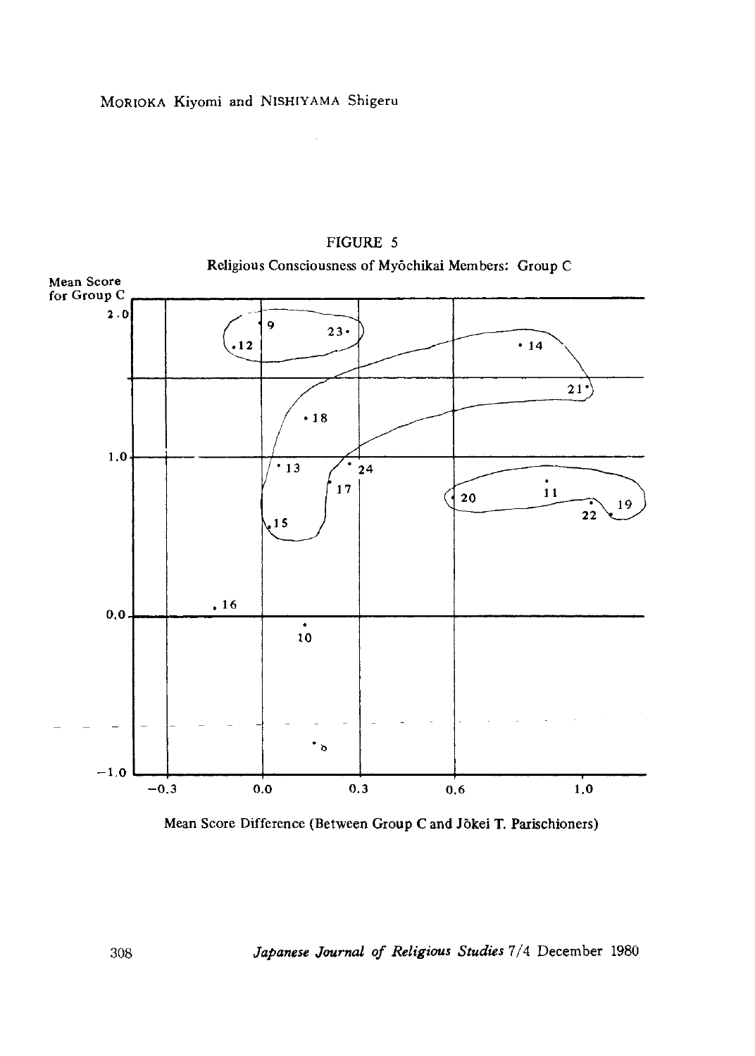FIGURE 5

Religious Consciousness of Myōchikai Members: Group C

Mean Score for Group C

Mean Score Difference (Between Group C and Jōkei T. Parischioners)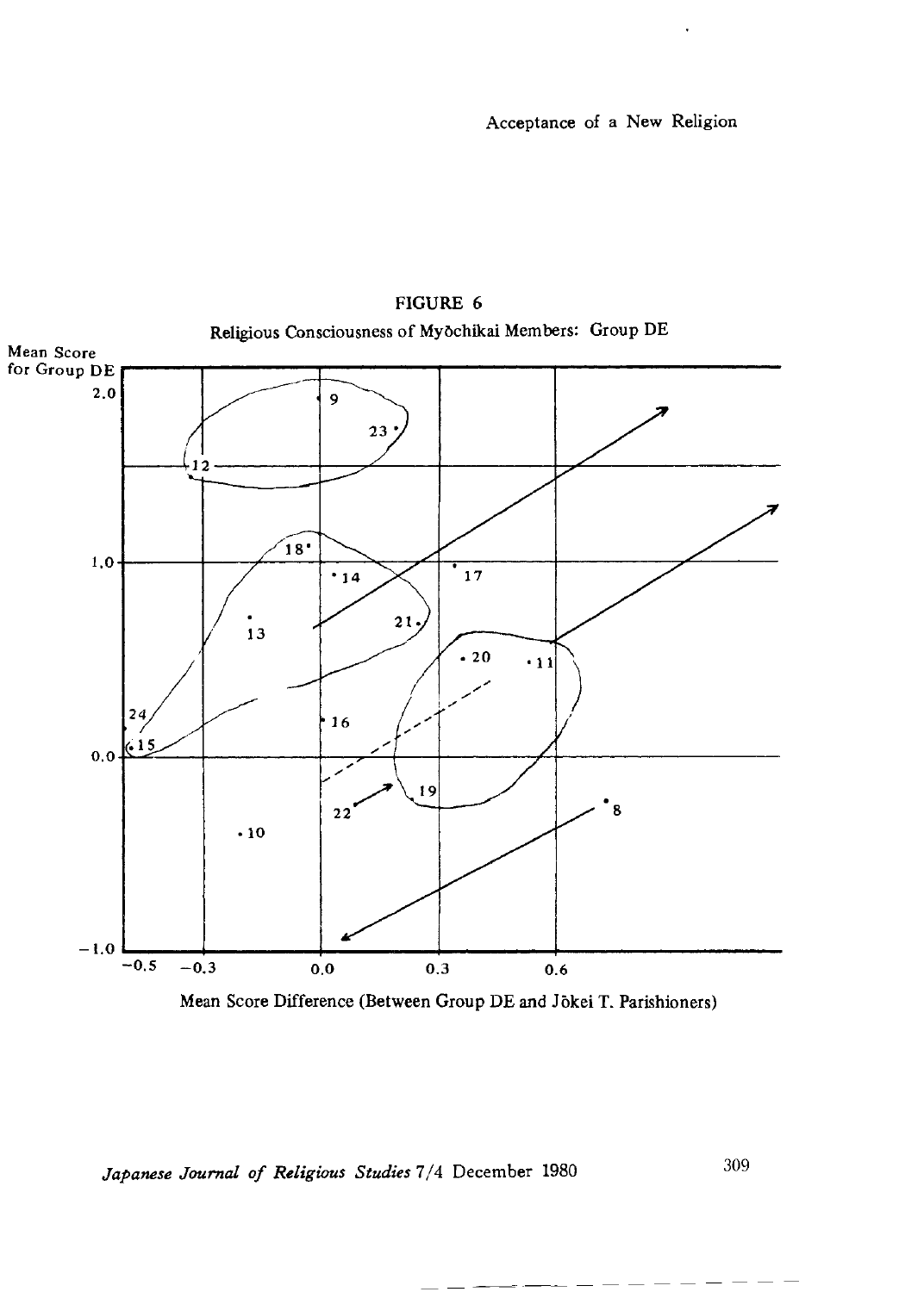FIGURE 6

Religious Consciousness of Myōchikai Members: Group DE

Mean Score for Group DE

Mean Score Difference (Between Group DE and Jōkei T. Parishioners)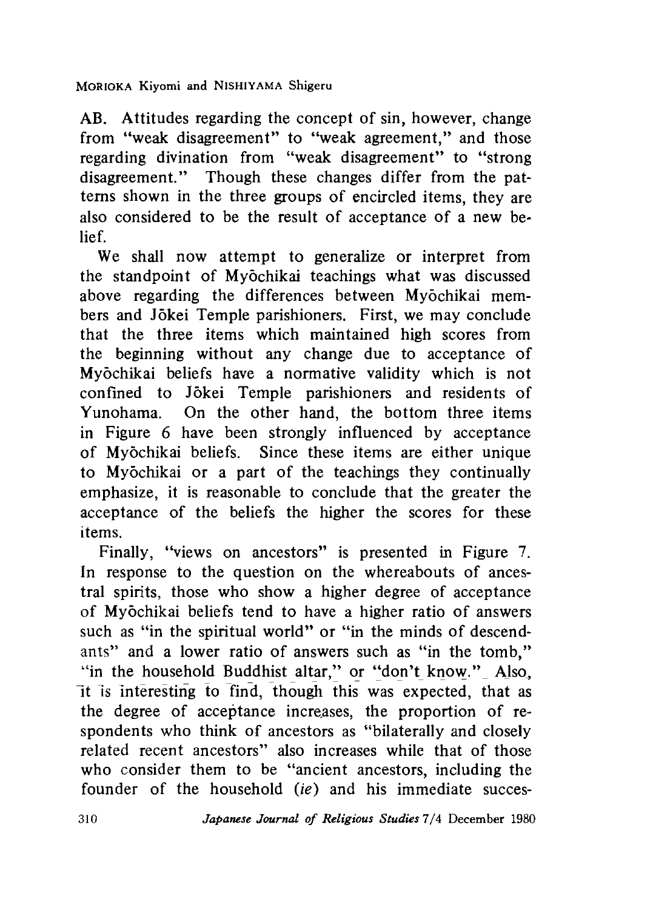AB. Attitudes regarding the concept of sin, however, change from "weak disagreement" to "weak agreement," and those regarding divination from "weak disagreement" to "strong disagreement." Though these changes differ from the patterns shown in the three groups of encircled items, they are also considered to be the result of acceptance of a new belief.

We shall now attempt to generalize or interpret from the standpoint of Myōchikai teachings what was discussed above regarding the differences between Myōchikai members and Jōkei Temple parishioners. First, we may conclude that the three items which maintained high scores from the beginning without any change due to acceptance of Myōchikai beliefs have a normative validity which is not confined to Jōkei Temple parishioners and residents of Yunohama. On the other hand, the bottom three items in Figure 6 have been strongly influenced by acceptance of Myōchikai beliefs. Since these items are either unique to Myōchikai or a part of the teachings they continually emphasize, it is reasonable to conclude that the greater the acceptance of the beliefs the higher the scores for these items.

Finally, "views on ancestors" is presented in Figure 7. In response to the question on the whereabouts of ancestral spirits, those who show a higher degree of acceptance of Myōchikai beliefs tend to have a higher ratio of answers such as "in the spiritual world" or "in the minds of descendants" and a lower ratio of answers such as "in the tomb," "in the household Buddhist altar," or "don't know." Also, it is interesting to find, though this was expected, that as the degree of acceptance increases, the proportion of respondents who think of ancestors as "bilaterally and closely related recent ancestors" also increases while that of those who consider them to be "ancient ancestors, including the founder of the household (*ie*) and his immediate succes-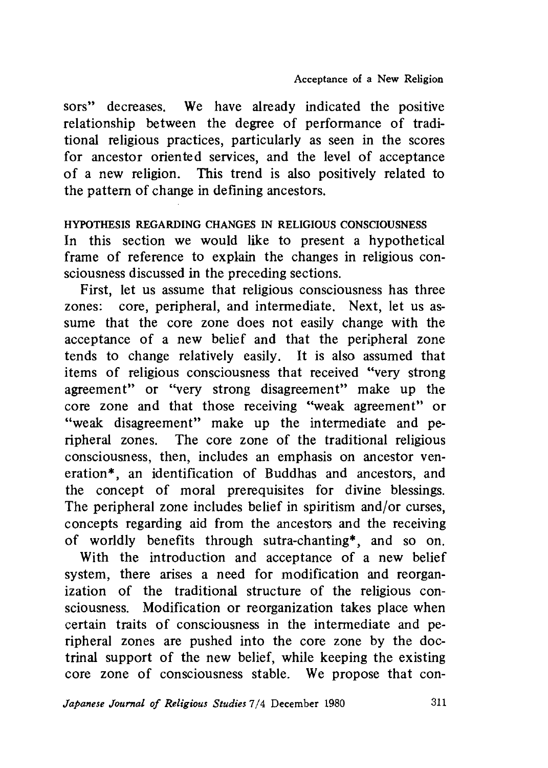sors" decreases. We have already indicated the positive relationship between the degree of performance of traditional religious practices, particularly as seen in the scores for ancestor oriented services, and the level of acceptance of a new religion. This trend is also positively related to the pattern of change in defining ancestors.

## HYPOTHESIS REGARDING CHANGES IN RELIGIOUS CONSCIOUSNESS

In this section we would like to present a hypothetical frame of reference to explain the changes in religious consciousness discussed in the preceding sections.

First, let us assume that religious consciousness has three zones: core, peripheral, and intermediate. Next, let us assume that the core zone does not easily change with the acceptance of a new belief and that the peripheral zone tends to change relatively easily. It is also assumed that items of religious consciousness that received "very strong agreement" or "very strong disagreement" make up the core zone and that those receiving "weak agreement" or "weak disagreement" make up the intermediate and peripheral zones. The core zone of the traditional religious consciousness, then, includes an emphasis on ancestor veneration*, an identification of Buddhas and ancestors, and the concept of moral prerequisites for divine blessings. The peripheral zone includes belief in spiritism and/or curses, concepts regarding aid from the ancestors and the receiving of worldly benefits through sutra-chanting*, and so on.

With the introduction and acceptance of a new belief system, there arises a need for modification and reorganization of the traditional structure of the religious consciousness. Modification or reorganization takes place when certain traits of consciousness in the intermediate and peripheral zones are pushed into the core zone by the doctrinal support of the new belief, while keeping the existing core zone of consciousness stable. We propose that con-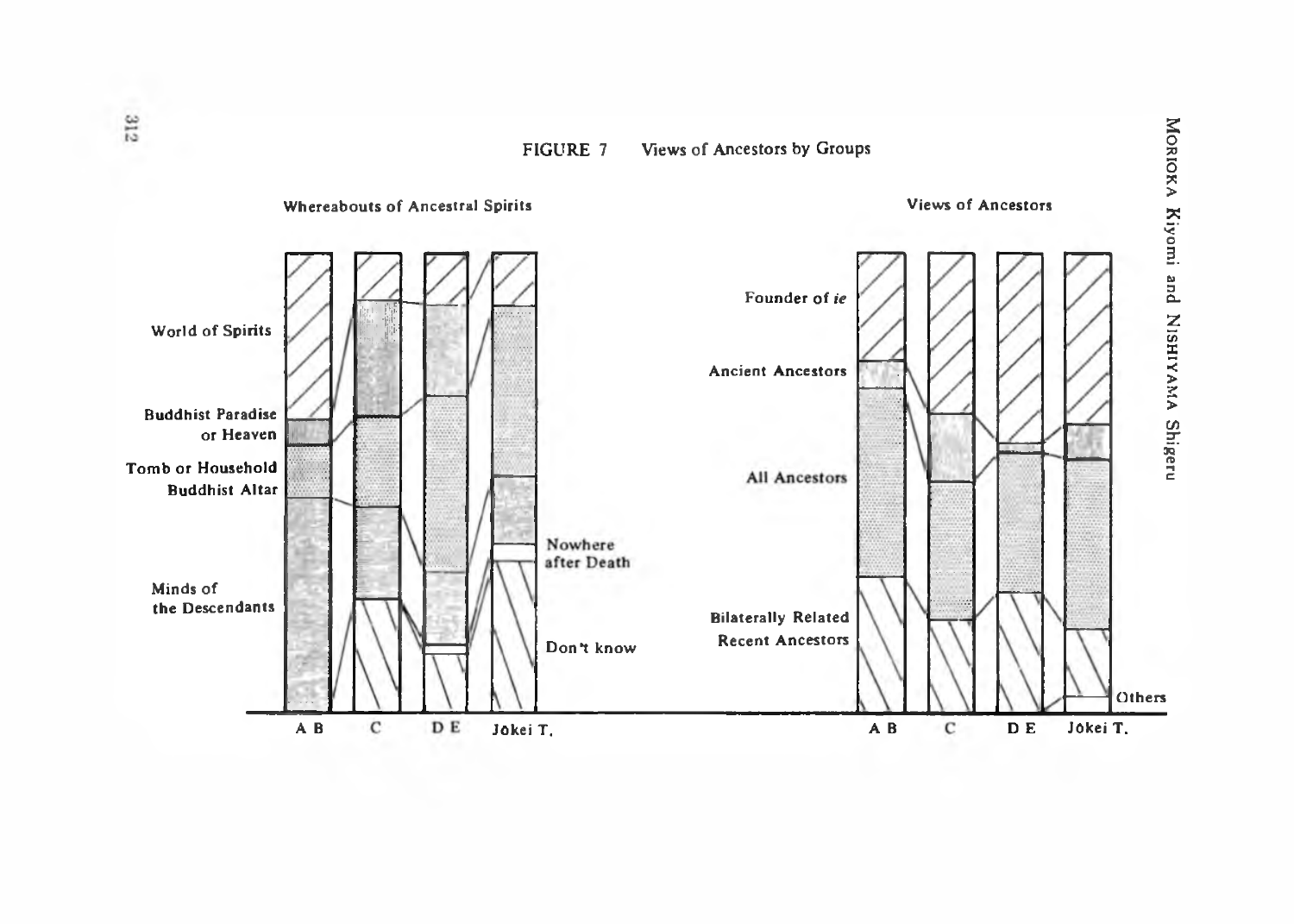FIGURE 7 Views of Ancestors by Groups

Whereabouts of Ancestral Spirits

World of Spirits

Buddhist Paradise or Heaven

Tomb or Household Buddhist Altar

Minds of the Descendants

Nowhere after Death

Don't know

A B C D E Jōkei T.

Views of Ancestors

Founder of *ie*

Ancient Ancestors

All Ancestors

Bilaterally Related Recent Ancestors

Others

A B C D E Jōkei T.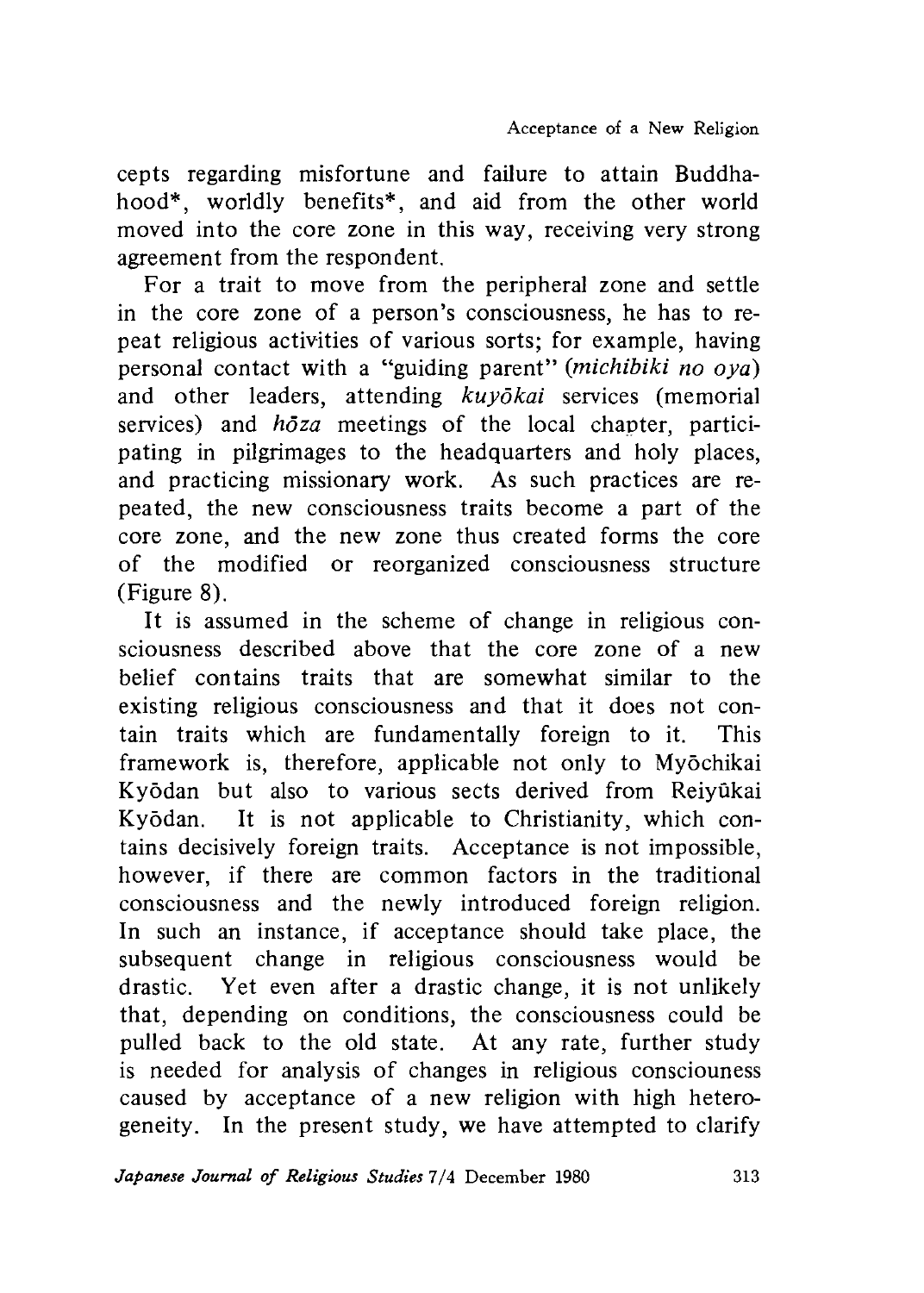cepts regarding misfortune and failure to attain Buddhahood*, worldly benefits*, and aid from the other world moved into the core zone in this way, receiving very strong agreement from the respondent.

For a trait to move from the peripheral zone and settle in the core zone of a person's consciousness, he has to repeat religious activities of various sorts; for example, having personal contact with a "guiding parent" (*michibiki no oya*) and other leaders, attending *kuyōkai* services (memorial services) and *hōza* meetings of the local chapter, participating in pilgrimages to the headquarters and holy places, and practicing missionary work. As such practices are repeated, the new consciousness traits become a part of the core zone, and the new zone thus created forms the core of the modified or reorganized consciousness structure (Figure 8).

It is assumed in the scheme of change in religious consciousness described above that the core zone of a new belief contains traits that are somewhat similar to the existing religious consciousness and that it does not contain traits which are fundamentally foreign to it. This framework is, therefore, applicable not only to Myōchikai Kyōdan but also to various sects derived from Reiyūkai Kyōdan. It is not applicable to Christianity, which contains decisively foreign traits. Acceptance is not impossible, however, if there are common factors in the traditional consciousness and the newly introduced foreign religion. In such an instance, if acceptance should take place, the subsequent change in religious consciousness would be drastic. Yet even after a drastic change, it is not unlikely that, depending on conditions, the consciousness could be pulled back to the old state. At any rate, further study is needed for analysis of changes in religious consciouness caused by acceptance of a new religion with high heterogeneity. In the present study, we have attempted to clarify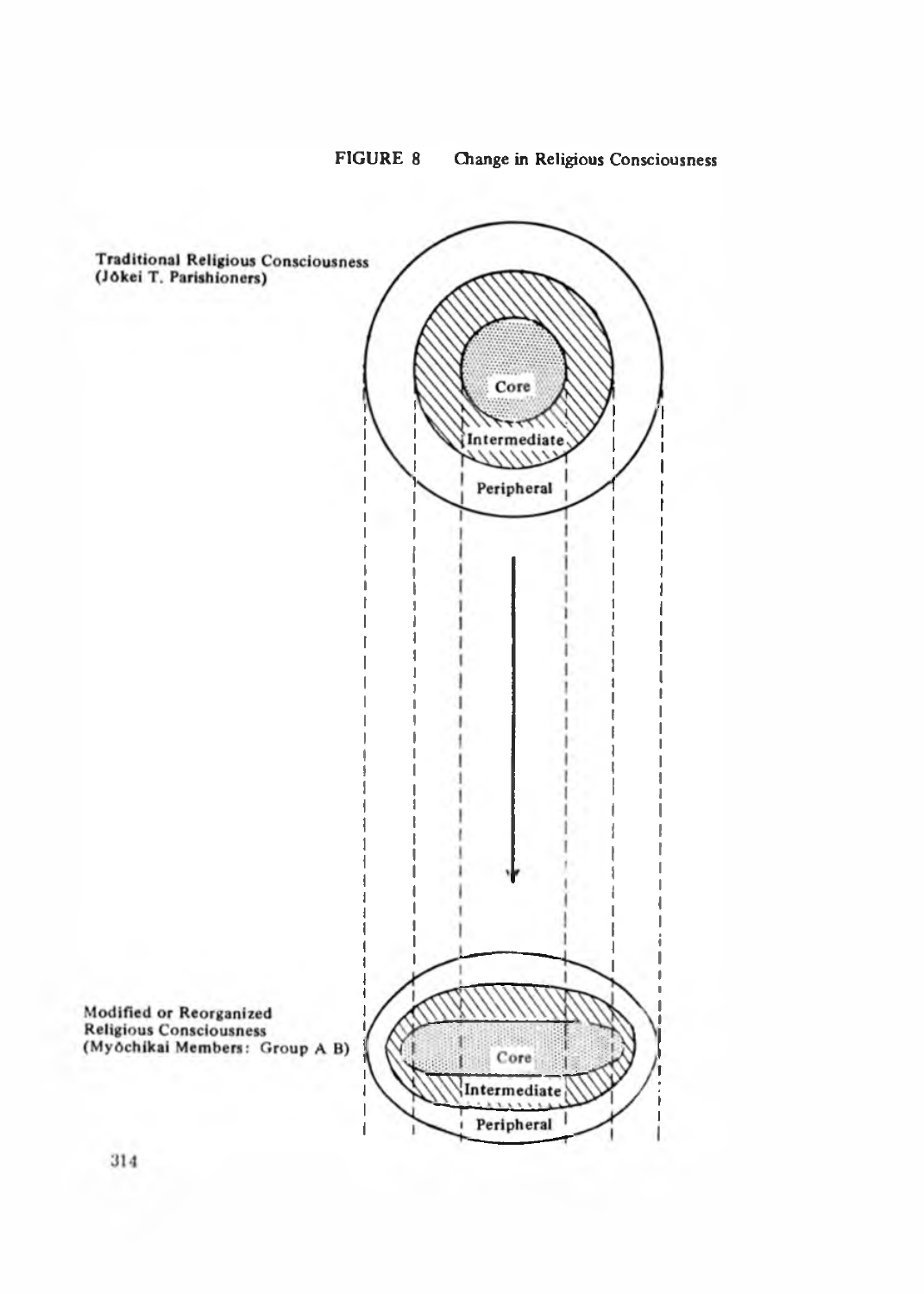FIGURE 8 Change in Religious Consciousness

Traditional Religious Consciousness
(Jōkei T. Parishioners)

Core

Intermediate

Peripheral

Modified or Reorganized
Religious Consciousness
(Myōchikai Members: Group A B)

Core

Intermediate

Peripheral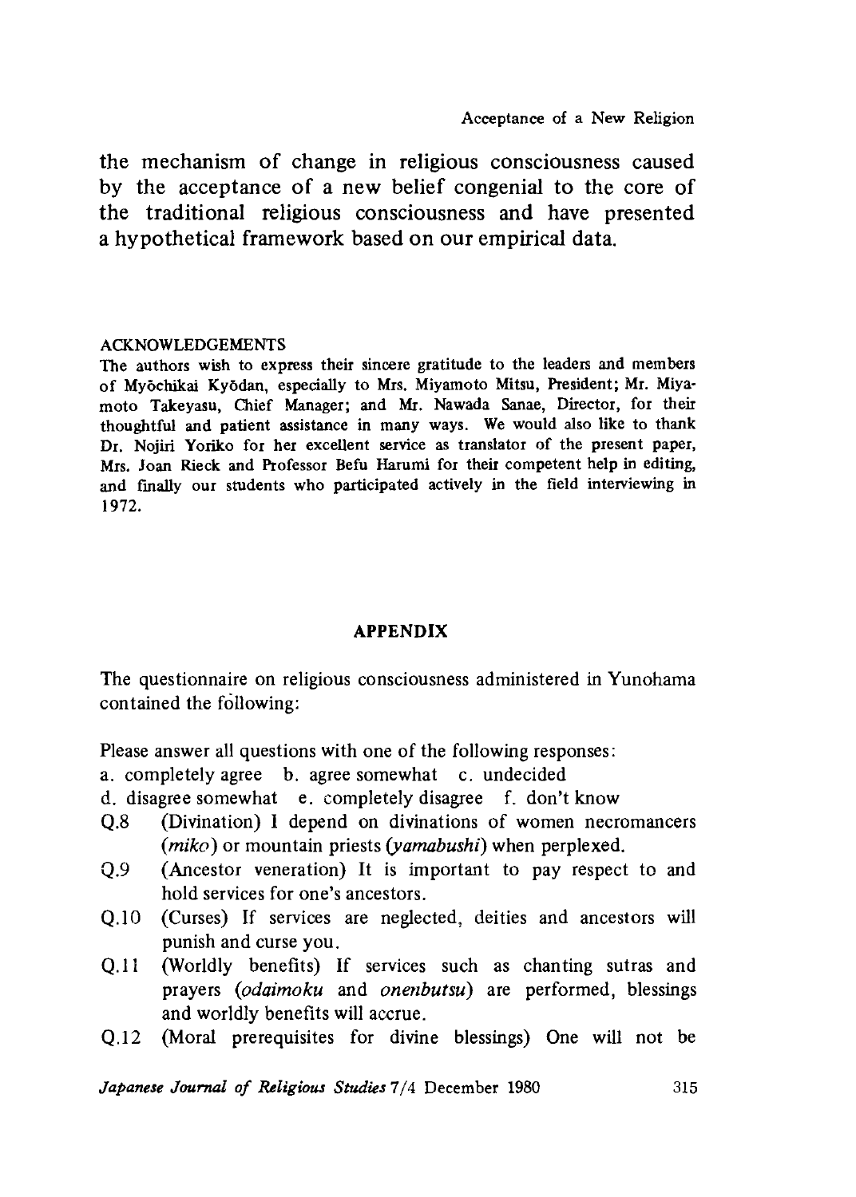the mechanism of change in religious consciousness caused by the acceptance of a new belief congenial to the core of the traditional religious consciousness and have presented a hypothetical framework based on our empirical data.

ACKNOWLEDGEMENTS

The authors wish to express their sincere gratitude to the leaders and members of Myōchikai Kyōdan, especially to Mrs. Miyamoto Mitsu, President; Mr. Miyamoto Takeyasu, Chief Manager; and Mr. Nawada Sanae, Director, for their thoughtful and patient assistance in many ways. We would also like to thank Dr. Nojiri Yoriko for her excellent service as translator of the present paper, Mrs. Joan Rieck and Professor Befu Harumi for their competent help in editing, and finally our students who participated actively in the field interviewing in 1972.

## APPENDIX

The questionnaire on religious consciousness administered in Yunohama contained the following:

Please answer all questions with one of the following responses:
a. completely agree   b. agree somewhat   c. undecided
d. disagree somewhat   e. completely disagree   f. don't know

- Q.8 (Divination) I depend on divinations of women necromancers (*miko*) or mountain priests (*yamabushi*) when perplexed.
- Q.9 (Ancestor veneration) It is important to pay respect to and hold services for one's ancestors.
- Q.10 (Curses) If services are neglected, deities and ancestors will punish and curse you.
- Q.11 (Worldly benefits) If services such as chanting sutras and prayers (*odaimoku* and *onenbutsu*) are performed, blessings and worldly benefits will accrue.
- Q.12 (Moral prerequisites for divine blessings) One will not be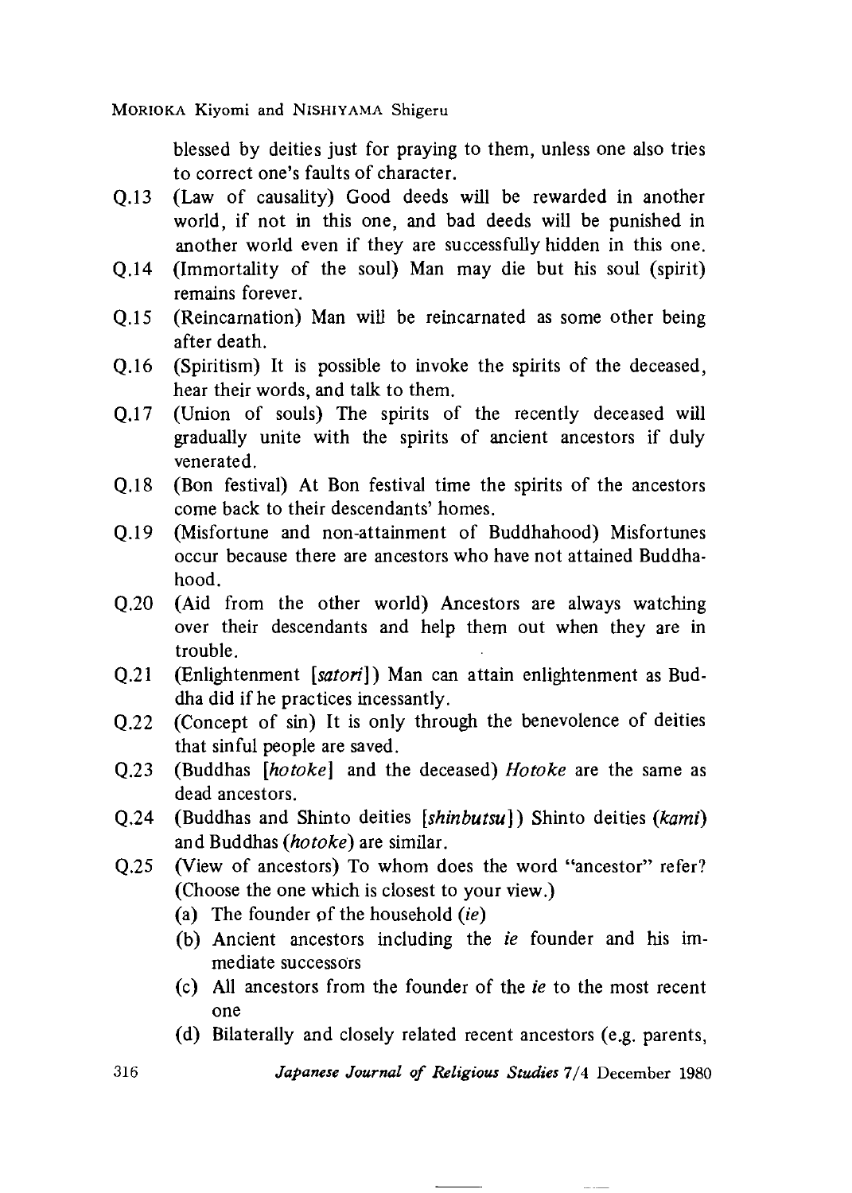blessed by deities just for praying to them, unless one also tries to correct one's faults of character.

Q.13 (Law of causality) Good deeds will be rewarded in another world, if not in this one, and bad deeds will be punished in another world even if they are successfully hidden in this one.

Q.14 (Immortality of the soul) Man may die but his soul (spirit) remains forever.

Q.15 (Reincarnation) Man will be reincarnated as some other being after death.

Q.16 (Spiritism) It is possible to invoke the spirits of the deceased, hear their words, and talk to them.

Q.17 (Union of souls) The spirits of the recently deceased will gradually unite with the spirits of ancient ancestors if duly venerated.

Q.18 (Bon festival) At Bon festival time the spirits of the ancestors come back to their descendants' homes.

Q.19 (Misfortune and non-attainment of Buddhahood) Misfortunes occur because there are ancestors who have not attained Buddhahood.

Q.20 (Aid from the other world) Ancestors are always watching over their descendants and help them out when they are in trouble.

Q.21 (Enlightenment [*satori*]) Man can attain enlightenment as Buddha did if he practices incessantly.

Q.22 (Concept of sin) It is only through the benevolence of deities that sinful people are saved.

Q.23 (Buddhas [*hotoke*] and the deceased) *Hotoke* are the same as dead ancestors.

Q.24 (Buddhas and Shinto deities [*shinbutsu*]) Shinto deities (*kami*) and Buddhas (*hotoke*) are similar.

Q.25 (View of ancestors) To whom does the word "ancestor" refer? (Choose the one which is closest to your view.)

- (a) The founder of the household (*ie*)
- (b) Ancient ancestors including the *ie* founder and his immediate successors
- (c) All ancestors from the founder of the *ie* to the most recent one
- (d) Bilaterally and closely related recent ancestors (e.g. parents,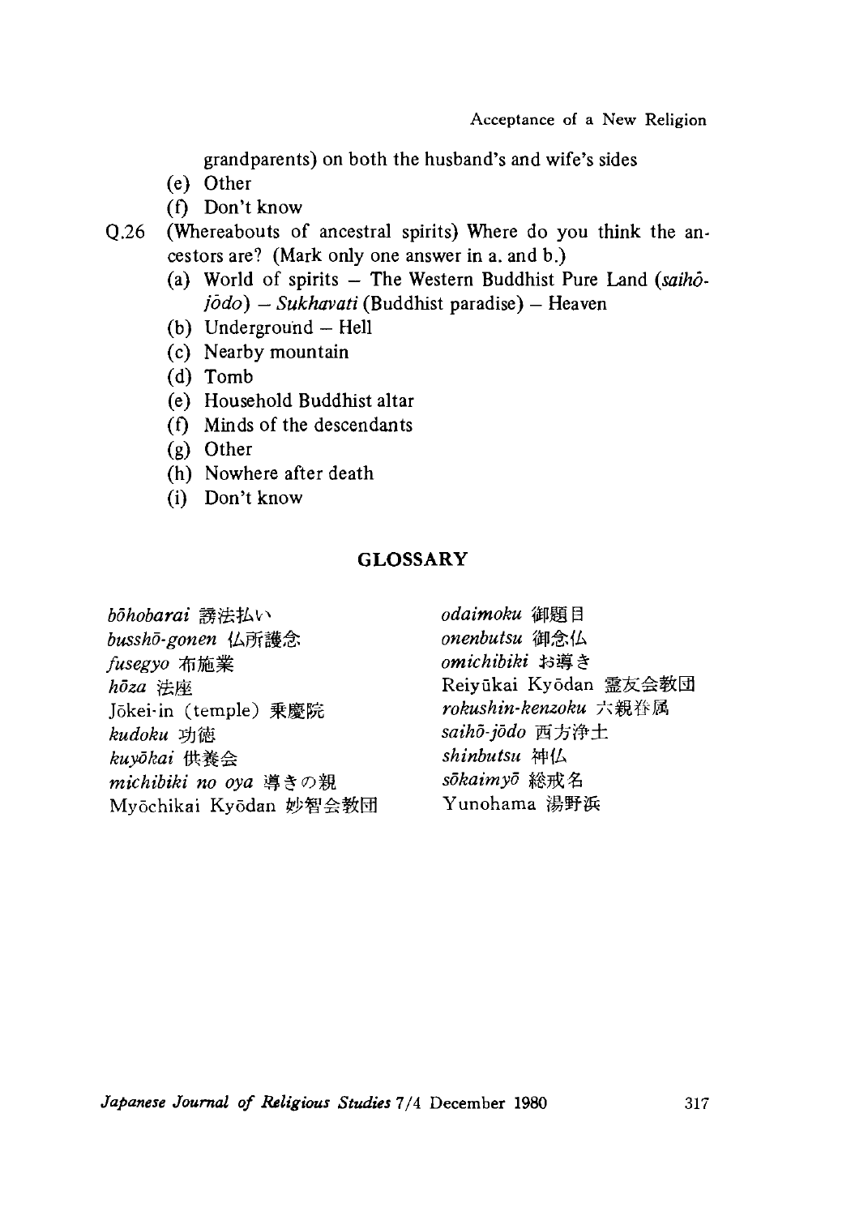grandparents) on both the husband's and wife's sides

(e) Other

(f) Don't know

Q.26 (Whereabouts of ancestral spirits) Where do you think the ancestors are? (Mark only one answer in a. and b.)

(a) World of spirits – The Western Buddhist Pure Land (*saihō-jōdo*) – *Sukhavati* (Buddhist paradise) – Heaven

(b) Underground – Hell

(c) Nearby mountain

(d) Tomb

(e) Household Buddhist altar

(f) Minds of the descendants

(g) Other

(h) Nowhere after death

(i) Don't know

## GLOSSARY

*bōhobarai* 謗法払い

*busshō-gonen* 仏所護念

*fusegyo* 布施業

*hōza* 法座

Jōkei-in (temple) 乗慶院

*kudoku* 功徳

*kuyōkai* 供養会

*michibiki no oya* 導きの親

Myōchikai Kyōdan 妙智会教団

*odaimoku* 御題目

*onenbutsu* 御念仏

*omichibiki* お導き

Reiyūkai Kyōdan 霊友会教団

*rokushin-kenzoku* 六親眷属

*saihō-jōdo* 西方浄土

*shinbutsu* 神仏

*sōkaimyō* 総戒名

Yunohama 湯野浜